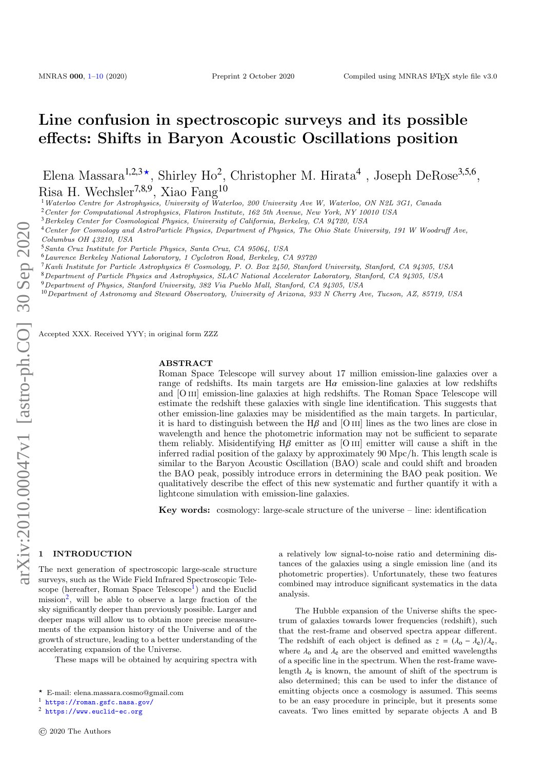# Line confusion in spectroscopic surveys and its possible effects: Shifts in Baryon Acoustic Oscillations position

Elena Massara[1,2,3⋆], Shirley Ho[2], Christopher M. Hirata[4], Joseph DeRose[3,5,6], Risa H. Wechsler[7,8,9], Xiao Fang[10]

[1] *Waterloo Centre for Astrophysics, University of Waterloo, 200 University Ave W, Waterloo, ON N2L 3G1, Canada*
[2] *Center for Computational Astrophysics, Flatiron Institute, 162 5th Avenue, New York, NY 10010 USA*
[3] *Berkeley Center for Cosmological Physics, University of California, Berkeley, CA 94720, USA*
[4] *Center for Cosmology and AstroParticle Physics, Department of Physics, The Ohio State University, 191 W Woodruff Ave, Columbus OH 43210, USA*
[5] *Santa Cruz Institute for Particle Physics, Santa Cruz, CA 95064, USA*
[6] *Lawrence Berkeley National Laboratory, 1 Cyclotron Road, Berkeley, CA 93720*
[7] *Kavli Institute for Particle Astrophysics & Cosmology, P. O. Box 2450, Stanford University, Stanford, CA 94305, USA*
[8] *Department of Particle Physics and Astrophysics, SLAC National Accelerator Laboratory, Stanford, CA 94305, USA*
[9] *Department of Physics, Stanford University, 382 Via Pueblo Mall, Stanford, CA 94305, USA*
[10] *Department of Astronomy and Steward Observatory, University of Arizona, 933 N Cherry Ave, Tucson, AZ, 85719, USA*

Accepted XXX. Received YYY; in original form ZZZ

## ABSTRACT

Roman Space Telescope will survey about 17 million emission-line galaxies over a range of redshifts. Its main targets are Hα emission-line galaxies at low redshifts and [O III] emission-line galaxies at high redshifts. The Roman Space Telescope will estimate the redshift these galaxies with single line identification. This suggests that other emission-line galaxies may be misidentified as the main targets. In particular, it is hard to distinguish between the Hβ and [O III] lines as the two lines are close in wavelength and hence the photometric information may not be sufficient to separate them reliably. Misidentifying Hβ emitter as [O III] emitter will cause a shift in the inferred radial position of the galaxy by approximately 90 Mpc/h. This length scale is similar to the Baryon Acoustic Oscillation (BAO) scale and could shift and broaden the BAO peak, possibly introduce errors in determining the BAO peak position. We qualitatively describe the effect of this new systematic and further quantify it with a lightcone simulation with emission-line galaxies.

**Key words:** cosmology: large-scale structure of the universe – line: identification

## 1 INTRODUCTION

The next generation of spectroscopic large-scale structure surveys, such as the Wide Field Infrared Spectroscopic Telescope (hereafter, Roman Space Telescope[1]) and the Euclid mission[2], will be able to observe a large fraction of the sky significantly deeper than previously possible. Larger and deeper maps will allow us to obtain more precise measurements of the expansion history of the Universe and the growth of structure, leading to a better understanding of the accelerating expansion of the Universe.

These maps will be obtained by acquiring spectra with a relatively low signal-to-noise ratio and determining distances of the galaxies using a single emission line (and its photometric properties). Unfortunately, these two features combined may introduce significant systematics in the data analysis.

The Hubble expansion of the Universe shifts the spectrum of galaxies towards lower frequencies (redshift), such that the rest-frame and observed spectra appear different. The redshift of each object is defined as $z = (\lambda_o - \lambda_e)/\lambda_e$, where $\lambda_o$ and $\lambda_e$ are the observed and emitted wavelengths of a specific line in the spectrum. When the rest-frame wavelength $\lambda_e$ is known, the amount of shift of the spectrum is also determined; this can be used to infer the distance of emitting objects once a cosmology is assumed. This seems to be an easy procedure in principle, but it presents some caveats. Two lines emitted by separate objects A and B

⋆ E-mail: elena.massara.cosmo@gmail.com
[1] https://roman.gsfc.nasa.gov/
[2] https://www.euclid-ec.org

© 2020 The Authors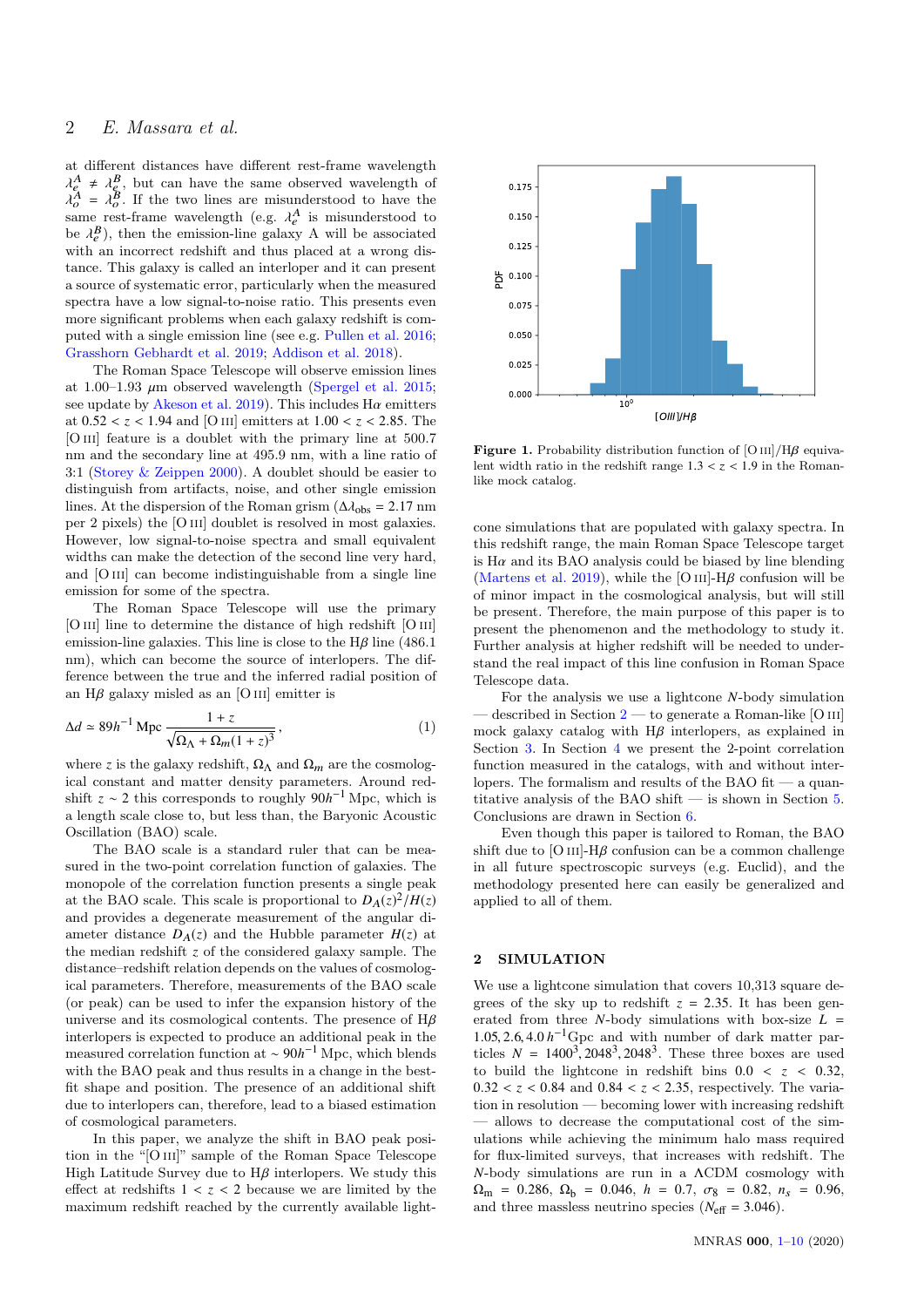at different distances have different rest-frame wavelength $\lambda_e^A \neq \lambda_e^B$, but can have the same observed wavelength of $\lambda_o^A = \lambda_o^B$. If the two lines are misunderstood to have the same rest-frame wavelength (e.g. $\lambda_e^A$ is misunderstood to be $\lambda_e^B$), then the emission-line galaxy A will be associated with an incorrect redshift and thus placed at a wrong distance. This galaxy is called an interloper and it can present a source of systematic error, particularly when the measured spectra have a low signal-to-noise ratio. This presents even more significant problems when each galaxy redshift is computed with a single emission line (see e.g. Pullen et al. 2016; Grasshorn Gebhardt et al. 2019; Addison et al. 2018).

The Roman Space Telescope will observe emission lines at 1.00–1.93 $\mu$m observed wavelength (Spergel et al. 2015; see update by Akeson et al. 2019). This includes H$\alpha$ emitters at $0.52 < z < 1.94$ and [O III] emitters at $1.00 < z < 2.85$. The [O III] feature is a doublet with the primary line at 500.7 nm and the secondary line at 495.9 nm, with a line ratio of 3:1 (Storey & Zeippen 2000). A doublet should be easier to distinguish from artifacts, noise, and other single emission lines. At the dispersion of the Roman grism ($\Delta\lambda_{\rm obs} = 2.17$ nm per 2 pixels) the [O III] doublet is resolved in most galaxies. However, low signal-to-noise spectra and small equivalent widths can make the detection of the second line very hard, and [O III] can become indistinguishable from a single line emission for some of the spectra.

The Roman Space Telescope will use the primary [O III] line to determine the distance of high redshift [O III] emission-line galaxies. This line is close to the H$\beta$ line (486.1 nm), which can become the source of interlopers. The difference between the true and the inferred radial position of an H$\beta$ galaxy misled as an [O III] emitter is

$$\Delta d \simeq 89 h^{-1}\,{\rm Mpc}\,\frac{1+z}{\sqrt{\Omega_\Lambda + \Omega_m(1+z)^3}}\,, \tag{1}$$

where $z$ is the galaxy redshift, $\Omega_\Lambda$ and $\Omega_m$ are the cosmological constant and matter density parameters. Around redshift $z \sim 2$ this corresponds to roughly $90 h^{-1}$ Mpc, which is a length scale close to, but less than, the Baryonic Acoustic Oscillation (BAO) scale.

The BAO scale is a standard ruler that can be measured in the two-point correlation function of galaxies. The monopole of the correlation function presents a single peak at the BAO scale. This scale is proportional to $D_A(z)^2/H(z)$ and provides a degenerate measurement of the angular diameter distance $D_A(z)$ and the Hubble parameter $H(z)$ at the median redshift $z$ of the considered galaxy sample. The distance–redshift relation depends on the values of cosmological parameters. Therefore, measurements of the BAO scale (or peak) can be used to infer the expansion history of the universe and its cosmological contents. The presence of H$\beta$ interlopers is expected to produce an additional peak in the measured correlation function at $\sim 90 h^{-1}$ Mpc, which blends with the BAO peak and thus results in a change in the best-fit shape and position. The presence of an additional shift due to interlopers can, therefore, lead to a biased estimation of cosmological parameters.

In this paper, we analyze the shift in BAO peak position in the "[O III]" sample of the Roman Space Telescope High Latitude Survey due to H$\beta$ interlopers. We study this effect at redshifts $1 < z < 2$ because we are limited by the maximum redshift reached by the currently available lightcone simulations that are populated with galaxy spectra. In this redshift range, the main Roman Space Telescope target is H$\alpha$ and its BAO analysis could be biased by line blending (Martens et al. 2019), while the [O III]-H$\beta$ confusion will be of minor impact in the cosmological analysis, but will still be present. Therefore, the main purpose of this paper is to present the phenomenon and the methodology to study it. Further analysis at higher redshift will be needed to understand the real impact of this line confusion in Roman Space Telescope data.

**Figure 1.** Probability distribution function of [O III]/H$\beta$ equivalent width ratio in the redshift range $1.3 < z < 1.9$ in the Roman-like mock catalog.

For the analysis we use a lightcone $N$-body simulation — described in Section 2 — to generate a Roman-like [O III] mock galaxy catalog with H$\beta$ interlopers, as explained in Section 3. In Section 4 we present the 2-point correlation function measured in the catalogs, with and without interlopers. The formalism and results of the BAO fit — a quantitative analysis of the BAO shift — is shown in Section 5. Conclusions are drawn in Section 6.

Even though this paper is tailored to Roman, the BAO shift due to [O III]-H$\beta$ confusion can be a common challenge in all future spectroscopic surveys (e.g. Euclid), and the methodology presented here can easily be generalized and applied to all of them.

## 2 SIMULATION

We use a lightcone simulation that covers 10,313 square degrees of the sky up to redshift $z = 2.35$. It has been generated from three $N$-body simulations with box-size $L = 1.05, 2.6, 4.0\, h^{-1}$Gpc and with number of dark matter particles $N = 1400^3, 2048^3, 2048^3$. These three boxes are used to build the lightcone in redshift bins $0.0 < z < 0.32$, $0.32 < z < 0.84$ and $0.84 < z < 2.35$, respectively. The variation in resolution — becoming lower with increasing redshift — allows to decrease the computational cost of the simulations while achieving the minimum halo mass required for flux-limited surveys, that increases with redshift. The $N$-body simulations are run in a $\Lambda$CDM cosmology with $\Omega_{\rm m} = 0.286$, $\Omega_{\rm b} = 0.046$, $h = 0.7$, $\sigma_8 = 0.82$, $n_s = 0.96$, and three massless neutrino species ($N_{\rm eff} = 3.046$).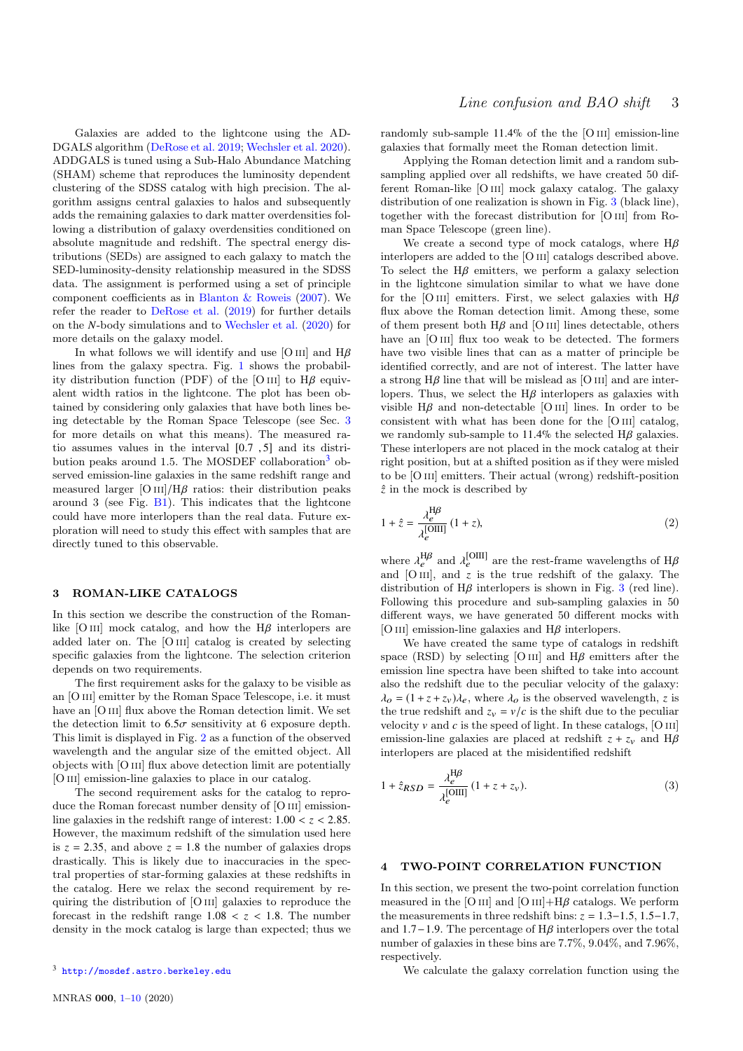Galaxies are added to the lightcone using the ADDGALS algorithm (DeRose et al. 2019; Wechsler et al. 2020). ADDGALS is tuned using a Sub-Halo Abundance Matching (SHAM) scheme that reproduces the luminosity dependent clustering of the SDSS catalog with high precision. The algorithm assigns central galaxies to halos and subsequently adds the remaining galaxies to dark matter overdensities following a distribution of galaxy overdensities conditioned on absolute magnitude and redshift. The spectral energy distributions (SEDs) are assigned to each galaxy to match the SED-luminosity-density relationship measured in the SDSS data. The assignment is performed using a set of principle component coefficients as in Blanton & Roweis (2007). We refer the reader to DeRose et al. (2019) for further details on the *N*-body simulations and to Wechsler et al. (2020) for more details on the galaxy model.

In what follows we will identify and use [O III] and H$\beta$ lines from the galaxy spectra. Fig. 1 shows the probability distribution function (PDF) of the [O III] to H$\beta$ equivalent width ratios in the lightcone. The plot has been obtained by considering only galaxies that have both lines being detectable by the Roman Space Telescope (see Sec. 3 for more details on what this means). The measured ratio assumes values in the interval [0.7 ,5] and its distribution peaks around 1.5. The MOSDEF collaboration[3] observed emission-line galaxies in the same redshift range and measured larger [O III]/H$\beta$ ratios: their distribution peaks around 3 (see Fig. B1). This indicates that the lightcone could have more interlopers than the real data. Future exploration will need to study this effect with samples that are directly tuned to this observable.

## 3 ROMAN-LIKE CATALOGS

In this section we describe the construction of the Roman-like [O III] mock catalog, and how the H$\beta$ interlopers are added later on. The [O III] catalog is created by selecting specific galaxies from the lightcone. The selection criterion depends on two requirements.

The first requirement asks for the galaxy to be visible as an [O III] emitter by the Roman Space Telescope, i.e. it must have an [O III] flux above the Roman detection limit. We set the detection limit to $6.5\sigma$ sensitivity at 6 exposure depth. This limit is displayed in Fig. 2 as a function of the observed wavelength and the angular size of the emitted object. All objects with [O III] flux above detection limit are potentially [O III] emission-line galaxies to place in our catalog.

The second requirement asks for the catalog to reproduce the Roman forecast number density of [O III] emission-line galaxies in the redshift range of interest: $1.00 < z < 2.85$. However, the maximum redshift of the simulation used here is $z = 2.35$, and above $z = 1.8$ the number of galaxies drops drastically. This is likely due to inaccuracies in the spectral properties of star-forming galaxies at these redshifts in the catalog. Here we relax the second requirement by requiring the distribution of [O III] galaxies to reproduce the forecast in the redshift range $1.08 < z < 1.8$. The number density in the mock catalog is large than expected; thus we randomly sub-sample 11.4% of the the [O III] emission-line galaxies that formally meet the Roman detection limit.

Applying the Roman detection limit and a random subsampling applied over all redshifts, we have created 50 different Roman-like [O III] mock galaxy catalog. The galaxy distribution of one realization is shown in Fig. 3 (black line), together with the forecast distribution for [O III] from Roman Space Telescope (green line).

We create a second type of mock catalogs, where H$\beta$ interlopers are added to the [O III] catalogs described above. To select the H$\beta$ emitters, we perform a galaxy selection in the lightcone simulation similar to what we have done for the [O III] emitters. First, we select galaxies with H$\beta$ flux above the Roman detection limit. Among these, some of them present both H$\beta$ and [O III] lines detectable, others have an [O III] flux too weak to be detected. The formers have two visible lines that can as a matter of principle be identified correctly, and are not of interest. The latter have a strong H$\beta$ line that will be mislead as [O III] and are interlopers. Thus, we select the H$\beta$ interlopers as galaxies with visible H$\beta$ and non-detectable [O III] lines. In order to be consistent with what has been done for the [O III] catalog, we randomly sub-sample to 11.4% the selected H$\beta$ galaxies. These interlopers are not placed in the mock catalog at their right position, but at a shifted position as if they were misled to be [O III] emitters. Their actual (wrong) redshift-position $\hat{z}$ in the mock is described by

$$1 + \hat{z} = \frac{\lambda_e^{\mathrm{H}\beta}}{\lambda_e^{[\mathrm{OIII}]}} \, (1 + z), \tag{2}$$

where $\lambda_e^{\mathrm{H}\beta}$ and $\lambda_e^{[\mathrm{OIII}]}$ are the rest-frame wavelengths of H$\beta$ and [O III], and $z$ is the true redshift of the galaxy. The distribution of H$\beta$ interlopers is shown in Fig. 3 (red line). Following this procedure and sub-sampling galaxies in 50 different ways, we have generated 50 different mocks with [O III] emission-line galaxies and H$\beta$ interlopers.

We have created the same type of catalogs in redshift space (RSD) by selecting [O III] and H$\beta$ emitters after the emission line spectra have been shifted to take into account also the redshift due to the peculiar velocity of the galaxy: $\lambda_o = (1 + z + z_v)\lambda_e$, where $\lambda_o$ is the observed wavelength, $z$ is the true redshift and $z_v = v/c$ is the shift due to the peculiar velocity $v$ and $c$ is the speed of light. In these catalogs, [O III] emission-line galaxies are placed at redshift $z + z_v$ and H$\beta$ interlopers are placed at the misidentified redshift

$$1 + \hat{z}_{RSD} = \frac{\lambda_e^{\mathrm{H}\beta}}{\lambda_e^{[\mathrm{OIII}]}} \, (1 + z + z_v). \tag{3}$$

## 4 TWO-POINT CORRELATION FUNCTION

In this section, we present the two-point correlation function measured in the [O III] and [O III]+H$\beta$ catalogs. We perform the measurements in three redshift bins: $z = 1.3 - 1.5$, $1.5 - 1.7$, and $1.7 - 1.9$. The percentage of H$\beta$ interlopers over the total number of galaxies in these bins are 7.7%, 9.04%, and 7.96%, respectively.

We calculate the galaxy correlation function using the

[3] http://mosdef.astro.berkeley.edu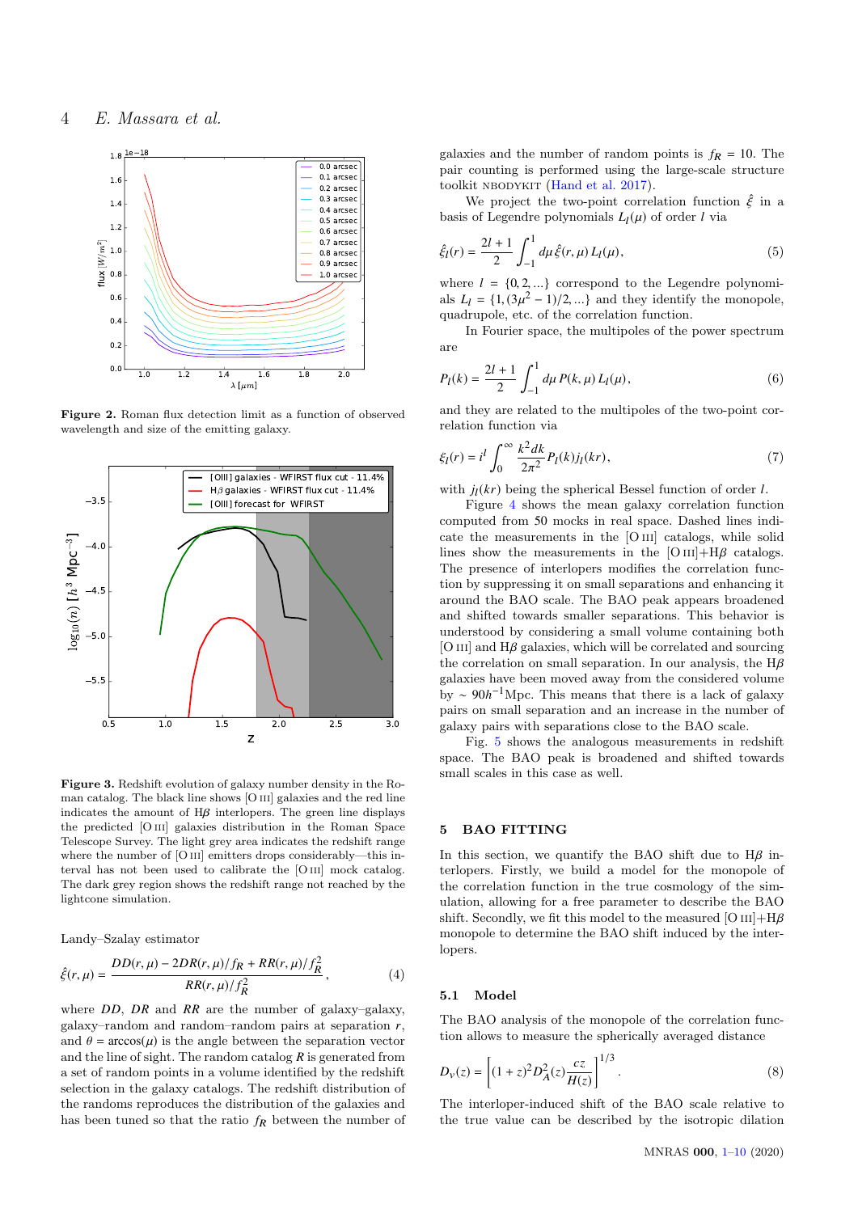**Figure 2.** Roman flux detection limit as a function of observed wavelength and size of the emitting galaxy.

**Figure 3.** Redshift evolution of galaxy number density in the Roman catalog. The black line shows [O III] galaxies and the red line indicates the amount of H$\beta$ interlopers. The green line displays the predicted [O III] galaxies distribution in the Roman Space Telescope Survey. The light grey area indicates the redshift range where the number of [O III] emitters drops considerably—this interval has not been used to calibrate the [O III] mock catalog. The dark grey region shows the redshift range not reached by the lightcone simulation.

Landy–Szalay estimator

$$\hat{\xi}(r,\mu) = \frac{DD(r,\mu) - 2DR(r,\mu)/f_R + RR(r,\mu)/f_R^2}{RR(r,\mu)/f_R^2}, \tag{4}$$

where $DD$, $DR$ and $RR$ are the number of galaxy–galaxy, galaxy–random and random–random pairs at separation $r$, and $\theta = \arccos(\mu)$ is the angle between the separation vector and the line of sight. The random catalog $R$ is generated from a set of random points in a volume identified by the redshift selection in the galaxy catalogs. The redshift distribution of the randoms reproduces the distribution of the galaxies and has been tuned so that the ratio $f_R$ between the number of galaxies and the number of random points is $f_R = 10$. The pair counting is performed using the large-scale structure toolkit NBODYKIT (Hand et al. 2017).

We project the two-point correlation function $\hat{\xi}$ in a basis of Legendre polynomials $L_l(\mu)$ of order $l$ via

$$\hat{\xi}_l(r) = \frac{2l+1}{2}\int_{-1}^{1} d\mu\, \hat{\xi}(r,\mu)\, L_l(\mu), \tag{5}$$

where $l = \{0, 2, ...\}$ correspond to the Legendre polynomials $L_l = \{1, (3\mu^2 - 1)/2, ...\}$ and they identify the monopole, quadrupole, etc. of the correlation function.

In Fourier space, the multipoles of the power spectrum are

$$P_l(k) = \frac{2l+1}{2}\int_{-1}^{1} d\mu\, P(k,\mu)\, L_l(\mu), \tag{6}$$

and they are related to the multipoles of the two-point correlation function via

$$\xi_l(r) = i^l \int_0^\infty \frac{k^2 dk}{2\pi^2} P_l(k) j_l(kr), \tag{7}$$

with $j_l(kr)$ being the spherical Bessel function of order $l$.

Figure 4 shows the mean galaxy correlation function computed from 50 mocks in real space. Dashed lines indicate the measurements in the [O III] catalogs, while solid lines show the measurements in the [O III]+H$\beta$ catalogs. The presence of interlopers modifies the correlation function by suppressing it on small separations and enhancing it around the BAO scale. The BAO peak appears broadened and shifted towards smaller separations. This behavior is understood by considering a small volume containing both [O III] and H$\beta$ galaxies, which will be correlated and sourcing the correlation on small separation. In our analysis, the H$\beta$ galaxies have been moved away from the considered volume by $\sim 90h^{-1}$Mpc. This means that there is a lack of galaxy pairs on small separation and an increase in the number of galaxy pairs with separations close to the BAO scale.

Fig. 5 shows the analogous measurements in redshift space. The BAO peak is broadened and shifted towards small scales in this case as well.

## 5 BAO FITTING

In this section, we quantify the BAO shift due to H$\beta$ interlopers. Firstly, we build a model for the monopole of the correlation function in the true cosmology of the simulation, allowing for a free parameter to describe the BAO shift. Secondly, we fit this model to the measured [O III]+H$\beta$ monopole to determine the BAO shift induced by the interlopers.

### 5.1 Model

The BAO analysis of the monopole of the correlation function allows to measure the spherically averaged distance

$$D_v(z) = \left[(1+z)^2 D_A^2(z) \frac{cz}{H(z)}\right]^{1/3}. \tag{8}$$

The interloper-induced shift of the BAO scale relative to the true value can be described by the isotropic dilation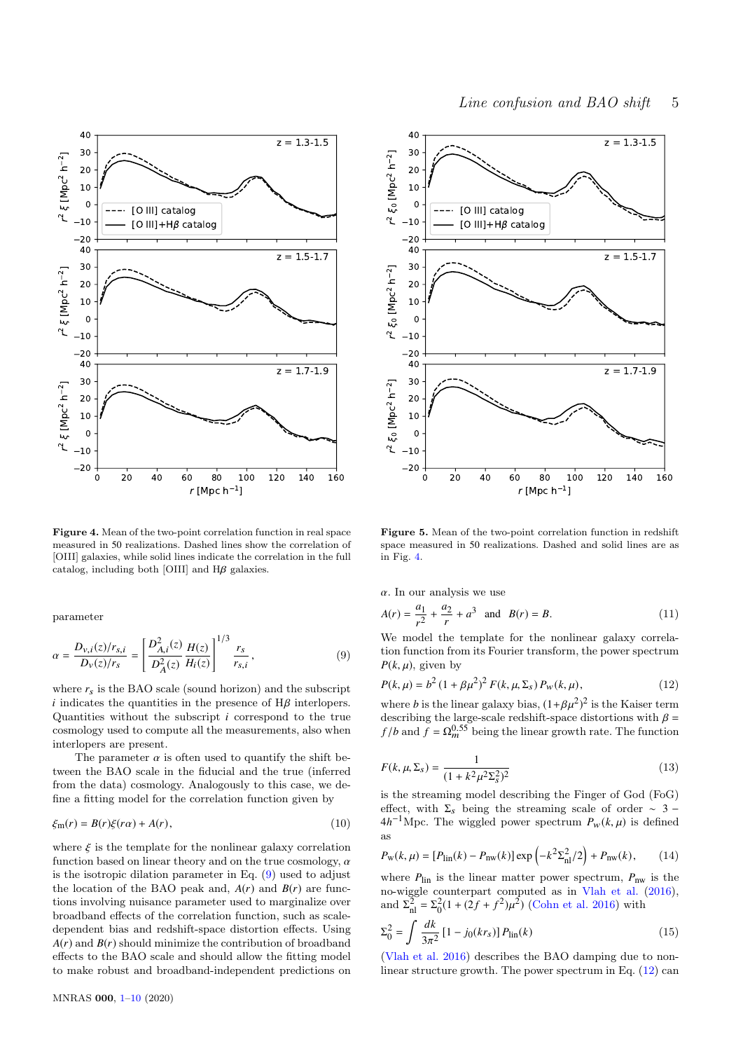**Figure 4.** Mean of the two-point correlation function in real space measured in 50 realizations. Dashed lines show the correlation of [OIII] galaxies, while solid lines indicate the correlation in the full catalog, including both [OIII] and Hβ galaxies.

**Figure 5.** Mean of the two-point correlation function in redshift space measured in 50 realizations. Dashed and solid lines are as in Fig. 4.

parameter

$$\alpha = \frac{D_{v,i}(z)/r_{s,i}}{D_v(z)/r_s} = \left[\frac{D_{A,i}^2(z)}{D_A^2(z)}\frac{H(z)}{H_i(z)}\right]^{1/3}\frac{r_s}{r_{s,i}}, \tag{9}$$

where $r_s$ is the BAO scale (sound horizon) and the subscript $i$ indicates the quantities in the presence of Hβ interlopers. Quantities without the subscript $i$ correspond to the true cosmology used to compute all the measurements, also when interlopers are present.

The parameter $\alpha$ is often used to quantify the shift between the BAO scale in the fiducial and the true (inferred from the data) cosmology. Analogously to this case, we define a fitting model for the correlation function given by

$$\xi_{\rm m}(r) = B(r)\xi(r\alpha) + A(r), \tag{10}$$

where $\xi$ is the template for the nonlinear galaxy correlation function based on linear theory and on the true cosmology, $\alpha$ is the isotropic dilation parameter in Eq. (9) used to adjust the location of the BAO peak and, $A(r)$ and $B(r)$ are functions involving nuisance parameter used to marginalize over broadband effects of the correlation function, such as scale-dependent bias and redshift-space distortion effects. Using $A(r)$ and $B(r)$ should minimize the contribution of broadband effects to the BAO scale and should allow the fitting model to make robust and broadband-independent predictions on $\alpha$. In our analysis we use

$$A(r) = \frac{a_1}{r^2} + \frac{a_2}{r} + a^3 \quad \text{and} \quad B(r) = B. \tag{11}$$

We model the template for the nonlinear galaxy correlation function from its Fourier transform, the power spectrum $P(k,\mu)$, given by

$$P(k,\mu) = b^2\left(1+\beta\mu^2\right)^2 F(k,\mu,\Sigma_s)\,P_{\rm w}(k,\mu), \tag{12}$$

where $b$ is the linear galaxy bias, $(1+\beta\mu^2)^2$ is the Kaiser term describing the large-scale redshift-space distortions with $\beta = f/b$ and $f = \Omega_m^{0.55}$ being the linear growth rate. The function

$$F(k,\mu,\Sigma_s) = \frac{1}{(1+k^2\mu^2\Sigma_s^2)^2} \tag{13}$$

is the streaming model describing the Finger of God (FoG) effect, with $\Sigma_s$ being the streaming scale of order $\sim 3-4h^{-1}$Mpc. The wiggled power spectrum $P_{\rm w}(k,\mu)$ is defined as

$$P_{\rm w}(k,\mu) = \left[P_{\rm lin}(k) - P_{\rm nw}(k)\right]\exp\left(-k^2\Sigma_{\rm nl}^2/2\right) + P_{\rm nw}(k), \tag{14}$$

where $P_{\rm lin}$ is the linear matter power spectrum, $P_{\rm nw}$ is the no-wiggle counterpart computed as in Vlah et al. (2016), and $\Sigma_{\rm nl}^2 = \Sigma_0^2(1+(2f+f^2)\mu^2)$ (Cohn et al. 2016) with

$$\Sigma_0^2 = \int \frac{dk}{3\pi^2}\left[1 - j_0(kr_s)\right]P_{\rm lin}(k) \tag{15}$$

(Vlah et al. 2016) describes the BAO damping due to nonlinear structure growth. The power spectrum in Eq. (12) can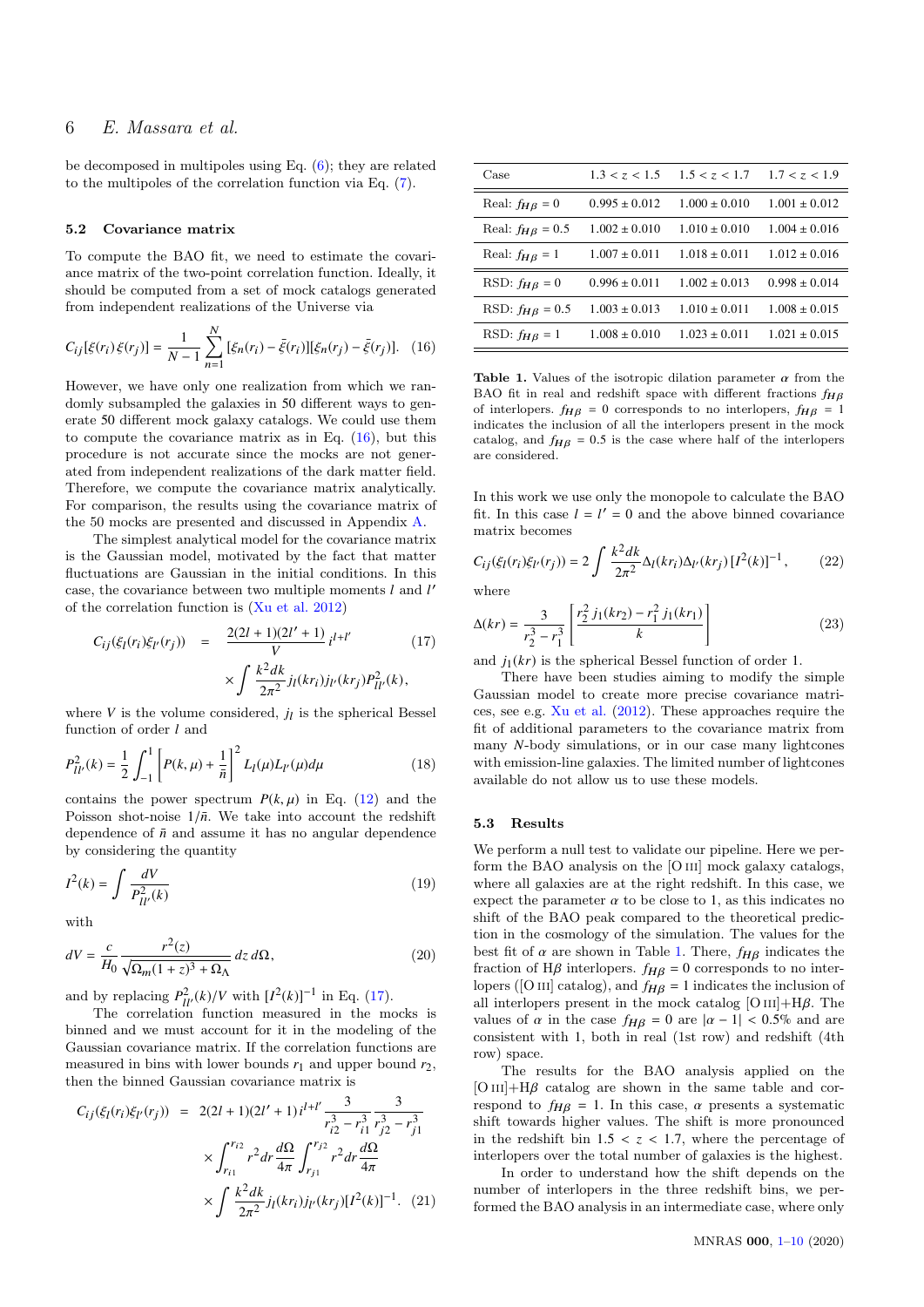be decomposed in multipoles using Eq. (6); they are related to the multipoles of the correlation function via Eq. (7).

### 5.2 Covariance matrix

To compute the BAO fit, we need to estimate the covariance matrix of the two-point correlation function. Ideally, it should be computed from a set of mock catalogs generated from independent realizations of the Universe via

$$C_{ij}[\xi(r_i)\xi(r_j)] = \frac{1}{N-1}\sum_{n=1}^{N}[\xi_n(r_i) - \bar{\xi}(r_i)][\xi_n(r_j) - \bar{\xi}(r_j)]. \quad (16)$$

However, we have only one realization from which we randomly subsampled the galaxies in 50 different ways to generate 50 different mock galaxy catalogs. We could use them to compute the covariance matrix as in Eq. (16), but this procedure is not accurate since the mocks are not generated from independent realizations of the dark matter field. Therefore, we compute the covariance matrix analytically. For comparison, the results using the covariance matrix of the 50 mocks are presented and discussed in Appendix A.

The simplest analytical model for the covariance matrix is the Gaussian model, motivated by the fact that matter fluctuations are Gaussian in the initial conditions. In this case, the covariance between two multiple moments $l$ and $l'$ of the correlation function is (Xu et al. 2012)

$$C_{ij}(\xi_l(r_i)\xi_{l'}(r_j)) = \frac{2(2l+1)(2l'+1)}{V}\, i^{l+l'} \times \int \frac{k^2 dk}{2\pi^2} j_l(kr_i) j_{l'}(kr_j) P^2_{ll'}(k), \quad (17)$$

where $V$ is the volume considered, $j_l$ is the spherical Bessel function of order $l$ and

$$P^2_{ll'}(k) = \frac{1}{2}\int_{-1}^{1}\left[P(k,\mu) + \frac{1}{\bar{n}}\right]^2 L_l(\mu)L_{l'}(\mu)d\mu \quad (18)$$

contains the power spectrum $P(k,\mu)$ in Eq. (12) and the Poisson shot-noise $1/\bar{n}$. We take into account the redshift dependence of $\bar{n}$ and assume it has no angular dependence by considering the quantity

$$I^2(k) = \int \frac{dV}{P^2_{ll'}(k)} \quad (19)$$

with

$$dV = \frac{c}{H_0}\frac{r^2(z)}{\sqrt{\Omega_m(1+z)^3 + \Omega_\Lambda}}\, dz\, d\Omega, \quad (20)$$

and by replacing $P^2_{ll'}(k)/V$ with $[I^2(k)]^{-1}$ in Eq. (17).

The correlation function measured in the mocks is binned and we must account for it in the modeling of the Gaussian covariance matrix. If the correlation functions are measured in bins with lower bounds $r_1$ and upper bound $r_2$, then the binned Gaussian covariance matrix is

$$C_{ij}(\xi_l(r_i)\xi_{l'}(r_j)) = 2(2l+1)(2l'+1)\, i^{l+l'}\frac{3}{r_{i2}^3 - r_{i1}^3}\frac{3}{r_{j2}^3 - r_{j1}^3} \times \int_{r_{i1}}^{r_{i2}} r^2 dr \frac{d\Omega}{4\pi}\int_{r_{j1}}^{r_{j2}} r^2 dr \frac{d\Omega}{4\pi} \times \int \frac{k^2 dk}{2\pi^2} j_l(kr_i) j_{l'}(kr_j)[I^2(k)]^{-1}. \quad (21)$$

| Case | $1.3 < z < 1.5$ | $1.5 < z < 1.7$ | $1.7 < z < 1.9$ |
|---|---|---|---|
| Real: $f_{H\beta} = 0$ | $0.995 \pm 0.012$ | $1.000 \pm 0.010$ | $1.001 \pm 0.012$ |
| Real: $f_{H\beta} = 0.5$ | $1.002 \pm 0.010$ | $1.010 \pm 0.010$ | $1.004 \pm 0.016$ |
| Real: $f_{H\beta} = 1$ | $1.007 \pm 0.011$ | $1.018 \pm 0.011$ | $1.012 \pm 0.016$ |
| RSD: $f_{H\beta} = 0$ | $0.996 \pm 0.011$ | $1.002 \pm 0.013$ | $0.998 \pm 0.014$ |
| RSD: $f_{H\beta} = 0.5$ | $1.003 \pm 0.013$ | $1.010 \pm 0.011$ | $1.008 \pm 0.015$ |
| RSD: $f_{H\beta} = 1$ | $1.008 \pm 0.010$ | $1.023 \pm 0.011$ | $1.021 \pm 0.015$ |

**Table 1.** Values of the isotropic dilation parameter $\alpha$ from the BAO fit in real and redshift space with different fractions $f_{H\beta}$ of interlopers. $f_{H\beta} = 0$ corresponds to no interlopers, $f_{H\beta} = 1$ indicates the inclusion of all the interlopers present in the mock catalog, and $f_{H\beta} = 0.5$ is the case where half of the interlopers are considered.

In this work we use only the monopole to calculate the BAO fit. In this case $l = l' = 0$ and the above binned covariance matrix becomes

$$C_{ij}(\xi_l(r_i)\xi_{l'}(r_j)) = 2\int \frac{k^2 dk}{2\pi^2}\Delta_l(kr_i)\Delta_{l'}(kr_j)\,[I^2(k)]^{-1}, \quad (22)$$

where

$$\Delta(kr) = \frac{3}{r_2^3 - r_1^3}\left[\frac{r_2^2\, j_1(kr_2) - r_1^2\, j_1(kr_1)}{k}\right] \quad (23)$$

and $j_1(kr)$ is the spherical Bessel function of order 1.

There have been studies aiming to modify the simple Gaussian model to create more precise covariance matrices, see e.g. Xu et al. (2012). These approaches require the fit of additional parameters to the covariance matrix from many $N$-body simulations, or in our case many lightcones with emission-line galaxies. The limited number of lightcones available do not allow us to use these models.

### 5.3 Results

We perform a null test to validate our pipeline. Here we perform the BAO analysis on the [O III] mock galaxy catalogs, where all galaxies are at the right redshift. In this case, we expect the parameter $\alpha$ to be close to 1, as this indicates no shift of the BAO peak compared to the theoretical prediction in the cosmology of the simulation. The values for the best fit of $\alpha$ are shown in Table 1. There, $f_{H\beta}$ indicates the fraction of H$\beta$ interlopers. $f_{H\beta} = 0$ corresponds to no interlopers ([O III] catalog), and $f_{H\beta} = 1$ indicates the inclusion of all interlopers present in the mock catalog [O III]+H$\beta$. The values of $\alpha$ in the case $f_{H\beta} = 0$ are $|\alpha - 1| < 0.5\%$ and are consistent with 1, both in real (1st row) and redshift (4th row) space.

The results for the BAO analysis applied on the [O III]+H$\beta$ catalog are shown in the same table and correspond to $f_{H\beta} = 1$. In this case, $\alpha$ presents a systematic shift towards higher values. The shift is more pronounced in the redshift bin $1.5 < z < 1.7$, where the percentage of interlopers over the total number of galaxies is the highest.

In order to understand how the shift depends on the number of interlopers in the three redshift bins, we performed the BAO analysis in an intermediate case, where only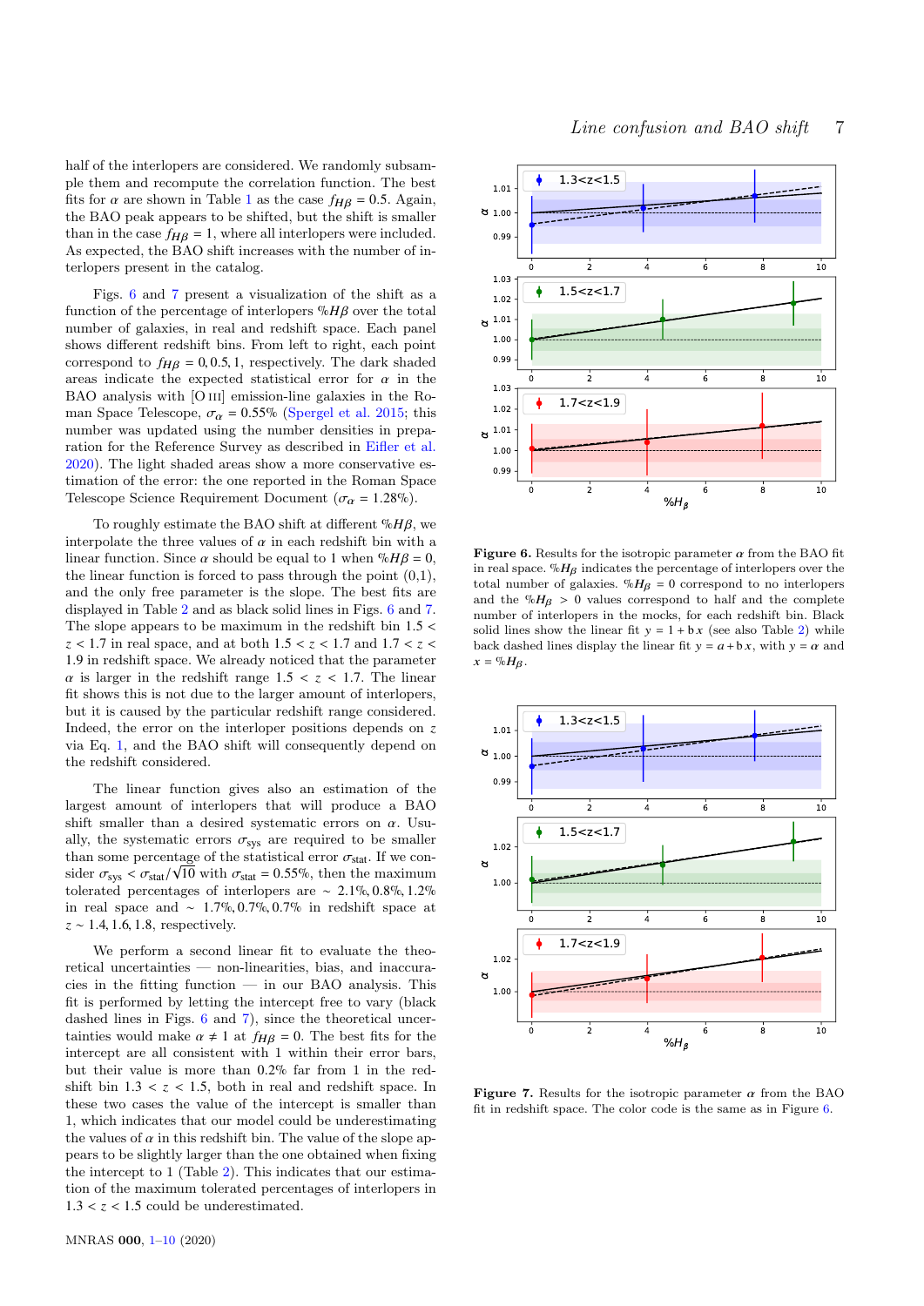half of the interlopers are considered. We randomly subsample them and recompute the correlation function. The best fits for $\alpha$ are shown in Table 1 as the case $f_{H\beta} = 0.5$. Again, the BAO peak appears to be shifted, but the shift is smaller than in the case $f_{H\beta} = 1$, where all interlopers were included. As expected, the BAO shift increases with the number of interlopers present in the catalog.

Figs. 6 and 7 present a visualization of the shift as a function of the percentage of interlopers $\%H\beta$ over the total number of galaxies, in real and redshift space. Each panel shows different redshift bins. From left to right, each point correspond to $f_{H\beta} = 0, 0.5, 1$, respectively. The dark shaded areas indicate the expected statistical error for $\alpha$ in the BAO analysis with [O III] emission-line galaxies in the Roman Space Telescope, $\sigma_\alpha = 0.55\%$ (Spergel et al. 2015; this number was updated using the number densities in preparation for the Reference Survey as described in Eifler et al. 2020). The light shaded areas show a more conservative estimation of the error: the one reported in the Roman Space Telescope Science Requirement Document ($\sigma_\alpha = 1.28\%$).

To roughly estimate the BAO shift at different $\%H\beta$, we interpolate the three values of $\alpha$ in each redshift bin with a linear function. Since $\alpha$ should be equal to 1 when $\%H\beta = 0$, the linear function is forced to pass through the point (0,1), and the only free parameter is the slope. The best fits are displayed in Table 2 and as black solid lines in Figs. 6 and 7. The slope appears to be maximum in the redshift bin $1.5 < z < 1.7$ in real space, and at both $1.5 < z < 1.7$ and $1.7 < z < 1.9$ in redshift space. We already noticed that the parameter $\alpha$ is larger in the redshift range $1.5 < z < 1.7$. The linear fit shows this is not due to the larger amount of interlopers, but it is caused by the particular redshift range considered. Indeed, the error on the interloper positions depends on $z$ via Eq. 1, and the BAO shift will consequently depend on the redshift considered.

The linear function gives also an estimation of the largest amount of interlopers that will produce a BAO shift smaller than a desired systematic errors on $\alpha$. Usually, the systematic errors $\sigma_{\rm sys}$ are required to be smaller than some percentage of the statistical error $\sigma_{\rm stat}$. If we consider $\sigma_{\rm sys} < \sigma_{\rm stat}/\sqrt{10}$ with $\sigma_{\rm stat} = 0.55\%$, then the maximum tolerated percentages of interlopers are $\sim 2.1\%, 0.8\%, 1.2\%$ in real space and $\sim 1.7\%, 0.7\%, 0.7\%$ in redshift space at $z \sim 1.4, 1.6, 1.8$, respectively.

We perform a second linear fit to evaluate the theoretical uncertainties — non-linearities, bias, and inaccuracies in the fitting function — in our BAO analysis. This fit is performed by letting the intercept free to vary (black dashed lines in Figs. 6 and 7), since the theoretical uncertainties would make $\alpha \neq 1$ at $f_{H\beta} = 0$. The best fits for the intercept are all consistent with 1 within their error bars, but their value is more than 0.2% far from 1 in the redshift bin $1.3 < z < 1.5$, both in real and redshift space. In these two cases the value of the intercept is smaller than 1, which indicates that our model could be underestimating the values of $\alpha$ in this redshift bin. The value of the slope appears to be slightly larger than the one obtained when fixing the intercept to 1 (Table 2). This indicates that our estimation of the maximum tolerated percentages of interlopers in $1.3 < z < 1.5$ could be underestimated.

**Figure 6.** Results for the isotropic parameter $\alpha$ from the BAO fit in real space. $\%H_\beta$ indicates the percentage of interlopers over the total number of galaxies. $\%H_\beta = 0$ correspond to no interlopers and the $\%H_\beta > 0$ values correspond to half and the complete number of interlopers in the mocks, for each redshift bin. Black solid lines show the linear fit $y = 1 + b\,x$ (see also Table 2) while back dashed lines display the linear fit $y = a + b\,x$, with $y = \alpha$ and $x = \%H_\beta$.

**Figure 7.** Results for the isotropic parameter $\alpha$ from the BAO fit in redshift space. The color code is the same as in Figure 6.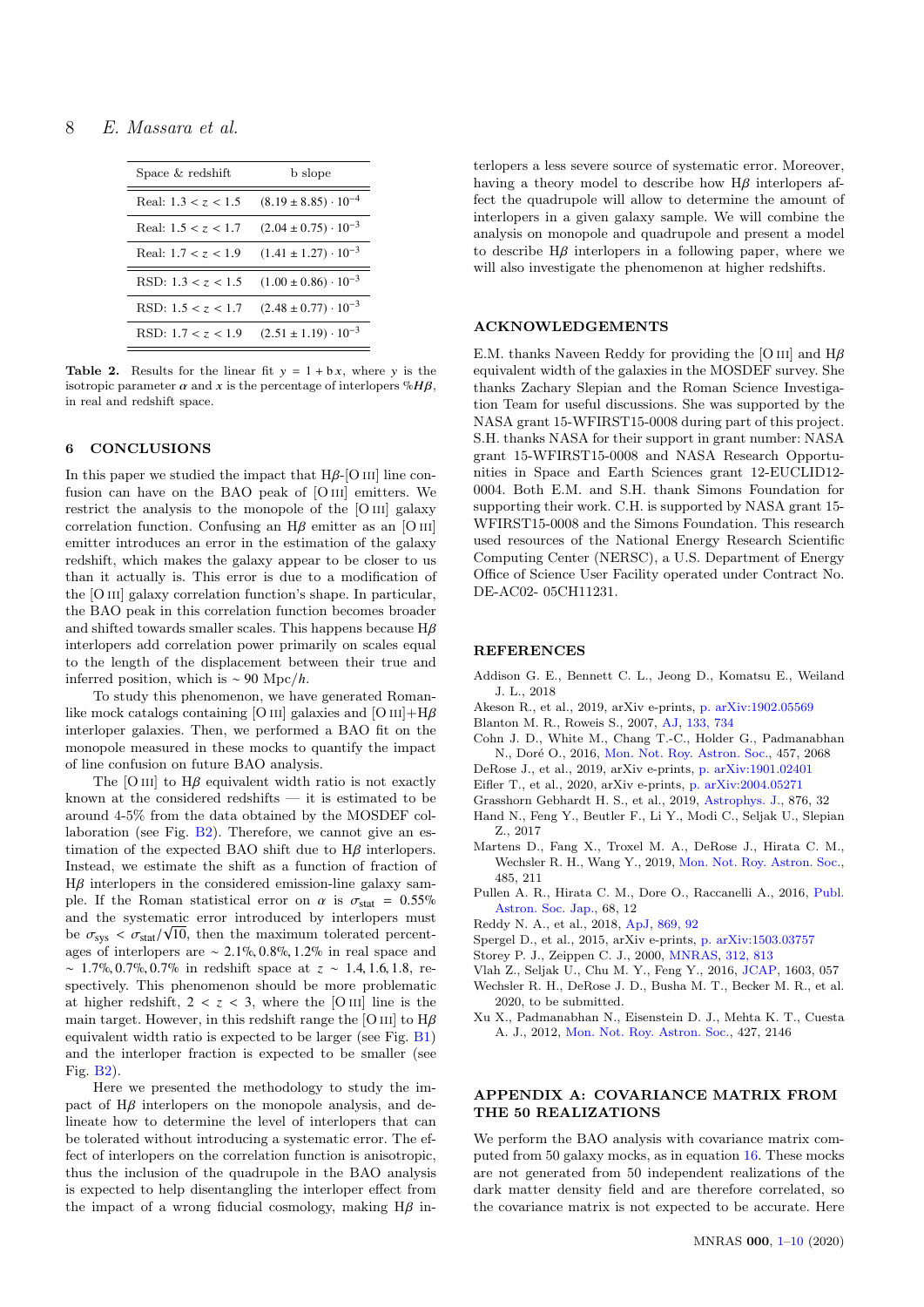| Space & redshift | b slope |
|---|---|
| Real: $1.3 < z < 1.5$ | $(8.19 \pm 8.85) \cdot 10^{-4}$ |
| Real: $1.5 < z < 1.7$ | $(2.04 \pm 0.75) \cdot 10^{-3}$ |
| Real: $1.7 < z < 1.9$ | $(1.41 \pm 1.27) \cdot 10^{-3}$ |
| RSD: $1.3 < z < 1.5$ | $(1.00 \pm 0.86) \cdot 10^{-3}$ |
| RSD: $1.5 < z < 1.7$ | $(2.48 \pm 0.77) \cdot 10^{-3}$ |
| RSD: $1.7 < z < 1.9$ | $(2.51 \pm 1.19) \cdot 10^{-3}$ |

**Table 2.** Results for the linear fit $y = 1 + b\,x$, where $y$ is the isotropic parameter $\alpha$ and $x$ is the percentage of interlopers $\%H\beta$, in real and redshift space.

## 6 CONCLUSIONS

In this paper we studied the impact that Hβ-[O III] line confusion can have on the BAO peak of [O III] emitters. We restrict the analysis to the monopole of the [O III] galaxy correlation function. Confusing an Hβ emitter as an [O III] emitter introduces an error in the estimation of the galaxy redshift, which makes the galaxy appear to be closer to us than it actually is. This error is due to a modification of the [O III] galaxy correlation function's shape. In particular, the BAO peak in this correlation function becomes broader and shifted towards smaller scales. This happens because Hβ interlopers add correlation power primarily on scales equal to the length of the displacement between their true and inferred position, which is $\sim 90$ Mpc/$h$.

To study this phenomenon, we have generated Roman-like mock catalogs containing [O III] galaxies and [O III]+Hβ interloper galaxies. Then, we performed a BAO fit on the monopole measured in these mocks to quantify the impact of line confusion on future BAO analysis.

The [O III] to Hβ equivalent width ratio is not exactly known at the considered redshifts — it is estimated to be around 4-5% from the data obtained by the MOSDEF collaboration (see Fig. B2). Therefore, we cannot give an estimation of the expected BAO shift due to Hβ interlopers. Instead, we estimate the shift as a function of fraction of Hβ interlopers in the considered emission-line galaxy sample. If the Roman statistical error on $\alpha$ is $\sigma_{\rm stat} = 0.55\%$ and the systematic error introduced by interlopers must be $\sigma_{\rm sys} < \sigma_{\rm stat}/\sqrt{10}$, then the maximum tolerated percentages of interlopers are $\sim 2.1\%, 0.8\%, 1.2\%$ in real space and $\sim 1.7\%, 0.7\%, 0.7\%$ in redshift space at $z \sim 1.4, 1.6, 1.8$, respectively. This phenomenon should be more problematic at higher redshift, $2 < z < 3$, where the [O III] line is the main target. However, in this redshift range the [O III] to Hβ equivalent width ratio is expected to be larger (see Fig. B1) and the interloper fraction is expected to be smaller (see Fig. B2).

Here we presented the methodology to study the impact of Hβ interlopers on the monopole analysis, and delineate how to determine the level of interlopers that can be tolerated without introducing a systematic error. The effect of interlopers on the correlation function is anisotropic, thus the inclusion of the quadrupole in the BAO analysis is expected to help disentangling the interloper effect from the impact of a wrong fiducial cosmology, making Hβ interlopers a less severe source of systematic error. Moreover, having a theory model to describe how Hβ interlopers affect the quadrupole will allow to determine the amount of interlopers in a given galaxy sample. We will combine the analysis on monopole and quadrupole and present a model to describe Hβ interlopers in a following paper, where we will also investigate the phenomenon at higher redshifts.

## ACKNOWLEDGEMENTS

E.M. thanks Naveen Reddy for providing the [O III] and Hβ equivalent width of the galaxies in the MOSDEF survey. She thanks Zachary Slepian and the Roman Science Investigation Team for useful discussions. She was supported by the NASA grant 15-WFIRST15-0008 during part of this project. S.H. thanks NASA for their support in grant number: NASA grant 15-WFIRST15-0008 and NASA Research Opportunities in Space and Earth Sciences grant 12-EUCLID12-0004. Both E.M. and S.H. thank Simons Foundation for supporting their work. C.H. is supported by NASA grant 15-WFIRST15-0008 and the Simons Foundation. This research used resources of the National Energy Research Scientific Computing Center (NERSC), a U.S. Department of Energy Office of Science User Facility operated under Contract No. DE-AC02- 05CH11231.

## REFERENCES

Addison G. E., Bennett C. L., Jeong D., Komatsu E., Weiland J. L., 2018
Akeson R., et al., 2019, arXiv e-prints, p. arXiv:1902.05569
Blanton M. R., Roweis S., 2007, AJ, 133, 734
Cohn J. D., White M., Chang T.-C., Holder G., Padmanabhan N., Doré O., 2016, Mon. Not. Roy. Astron. Soc., 457, 2068
DeRose J., et al., 2019, arXiv e-prints, p. arXiv:1901.02401
Eifler T., et al., 2020, arXiv e-prints, p. arXiv:2004.05271
Grasshorn Gebhardt H. S., et al., 2019, Astrophys. J., 876, 32
Hand N., Feng Y., Beutler F., Li Y., Modi C., Seljak U., Slepian Z., 2017
Martens D., Fang X., Troxel M. A., DeRose J., Hirata C. M., Wechsler R. H., Wang Y., 2019, Mon. Not. Roy. Astron. Soc., 485, 211
Pullen A. R., Hirata C. M., Dore O., Raccanelli A., 2016, Publ. Astron. Soc. Jap., 68, 12
Reddy N. A., et al., 2018, ApJ, 869, 92
Spergel D., et al., 2015, arXiv e-prints, p. arXiv:1503.03757
Storey P. J., Zeippen C. J., 2000, MNRAS, 312, 813
Vlah Z., Seljak U., Chu M. Y., Feng Y., 2016, JCAP, 1603, 057
Wechsler R. H., DeRose J. D., Busha M. T., Becker M. R., et al. 2020, to be submitted.
Xu X., Padmanabhan N., Eisenstein D. J., Mehta K. T., Cuesta A. J., 2012, Mon. Not. Roy. Astron. Soc., 427, 2146

## APPENDIX A: COVARIANCE MATRIX FROM THE 50 REALIZATIONS

We perform the BAO analysis with covariance matrix computed from 50 galaxy mocks, as in equation 16. These mocks are not generated from 50 independent realizations of the dark matter density field and are therefore correlated, so the covariance matrix is not expected to be accurate. Here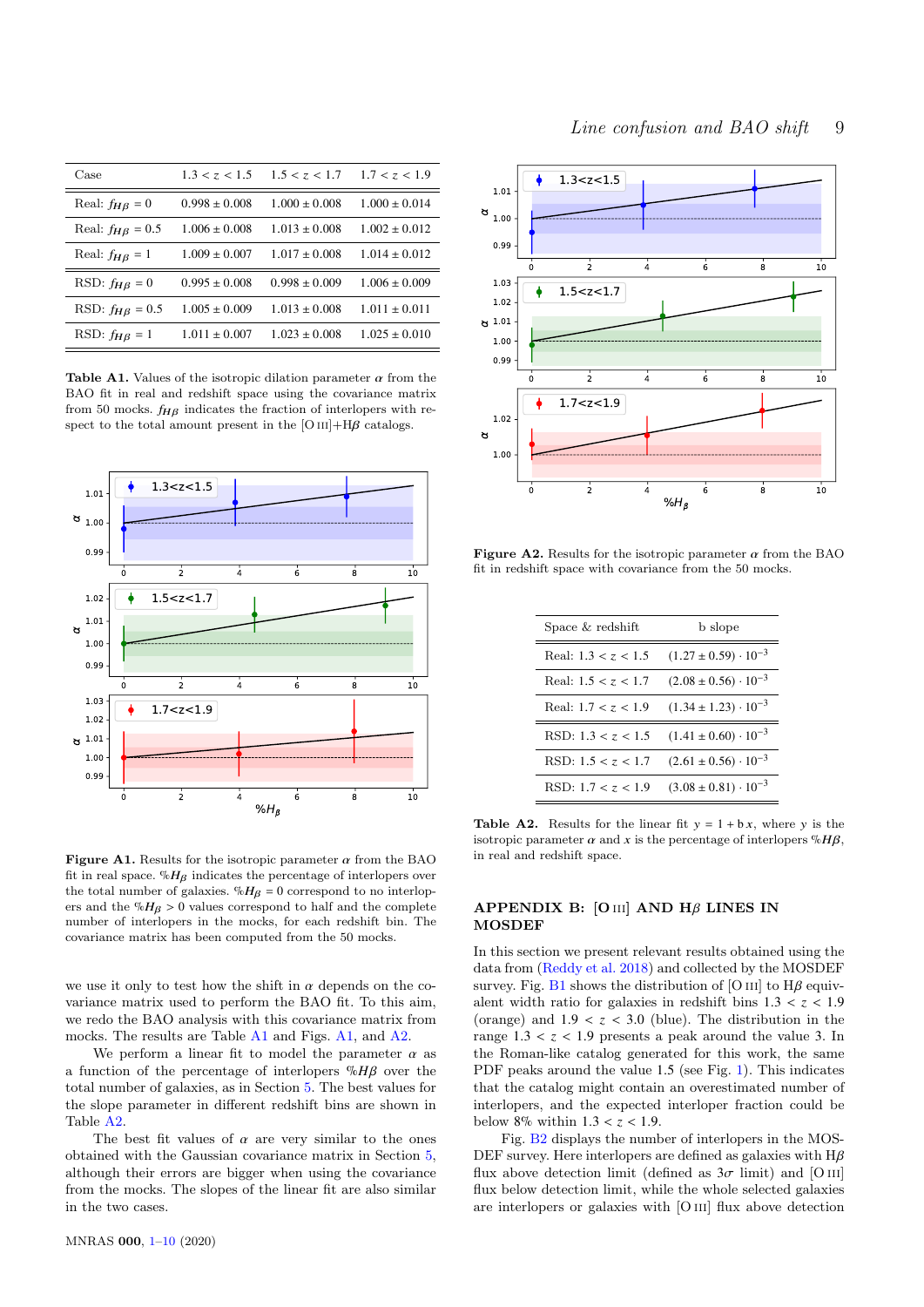| Case | $1.3 < z < 1.5$ | $1.5 < z < 1.7$ | $1.7 < z < 1.9$ |
|---|---|---|---|
| Real: $f_{H\beta} = 0$ | $0.998 \pm 0.008$ | $1.000 \pm 0.008$ | $1.000 \pm 0.014$ |
| Real: $f_{H\beta} = 0.5$ | $1.006 \pm 0.008$ | $1.013 \pm 0.008$ | $1.002 \pm 0.012$ |
| Real: $f_{H\beta} = 1$ | $1.009 \pm 0.007$ | $1.017 \pm 0.008$ | $1.014 \pm 0.012$ |
| RSD: $f_{H\beta} = 0$ | $0.995 \pm 0.008$ | $0.998 \pm 0.009$ | $1.006 \pm 0.009$ |
| RSD: $f_{H\beta} = 0.5$ | $1.005 \pm 0.009$ | $1.013 \pm 0.008$ | $1.011 \pm 0.011$ |
| RSD: $f_{H\beta} = 1$ | $1.011 \pm 0.007$ | $1.023 \pm 0.008$ | $1.025 \pm 0.010$ |

**Table A1.** Values of the isotropic dilation parameter $\alpha$ from the BAO fit in real and redshift space using the covariance matrix from 50 mocks. $f_{H\beta}$ indicates the fraction of interlopers with respect to the total amount present in the [O III]+H$\beta$ catalogs.

**Figure A1.** Results for the isotropic parameter $\alpha$ from the BAO fit in real space. $\%H_\beta$ indicates the percentage of interlopers over the total number of galaxies. $\%H_\beta = 0$ correspond to no interlopers and the $\%H_\beta > 0$ values correspond to half and the complete number of interlopers in the mocks, for each redshift bin. The covariance matrix has been computed from the 50 mocks.

we use it only to test how the shift in $\alpha$ depends on the covariance matrix used to perform the BAO fit. To this aim, we redo the BAO analysis with this covariance matrix from mocks. The results are Table A1 and Figs. A1, and A2.

We perform a linear fit to model the parameter $\alpha$ as a function of the percentage of interlopers $\%H\beta$ over the total number of galaxies, as in Section 5. The best values for the slope parameter in different redshift bins are shown in Table A2.

The best fit values of $\alpha$ are very similar to the ones obtained with the Gaussian covariance matrix in Section 5, although their errors are bigger when using the covariance from the mocks. The slopes of the linear fit are also similar in the two cases.

**Figure A2.** Results for the isotropic parameter $\alpha$ from the BAO fit in redshift space with covariance from the 50 mocks.

| Space & redshift | b slope |
|---|---|
| Real: $1.3 < z < 1.5$ | $(1.27 \pm 0.59) \cdot 10^{-3}$ |
| Real: $1.5 < z < 1.7$ | $(2.08 \pm 0.56) \cdot 10^{-3}$ |
| Real: $1.7 < z < 1.9$ | $(1.34 \pm 1.23) \cdot 10^{-3}$ |
| RSD: $1.3 < z < 1.5$ | $(1.41 \pm 0.60) \cdot 10^{-3}$ |
| RSD: $1.5 < z < 1.7$ | $(2.61 \pm 0.56) \cdot 10^{-3}$ |
| RSD: $1.7 < z < 1.9$ | $(3.08 \pm 0.81) \cdot 10^{-3}$ |

**Table A2.** Results for the linear fit $y = 1 + b\,x$, where $y$ is the isotropic parameter $\alpha$ and $x$ is the percentage of interlopers $\%H\beta$, in real and redshift space.

## APPENDIX B: [O III] AND H$\beta$ LINES IN MOSDEF

In this section we present relevant results obtained using the data from (Reddy et al. 2018) and collected by the MOSDEF survey. Fig. B1 shows the distribution of [O III] to H$\beta$ equivalent width ratio for galaxies in redshift bins $1.3 < z < 1.9$ (orange) and $1.9 < z < 3.0$ (blue). The distribution in the range $1.3 < z < 1.9$ presents a peak around the value 3. In the Roman-like catalog generated for this work, the same PDF peaks around the value 1.5 (see Fig. 1). This indicates that the catalog might contain an overestimated number of interlopers, and the expected interloper fraction could be below 8% within $1.3 < z < 1.9$.

Fig. B2 displays the number of interlopers in the MOSDEF survey. Here interlopers are defined as galaxies with H$\beta$ flux above detection limit (defined as $3\sigma$ limit) and [O III] flux below detection limit, while the whole selected galaxies are interlopers or galaxies with [O III] flux above detection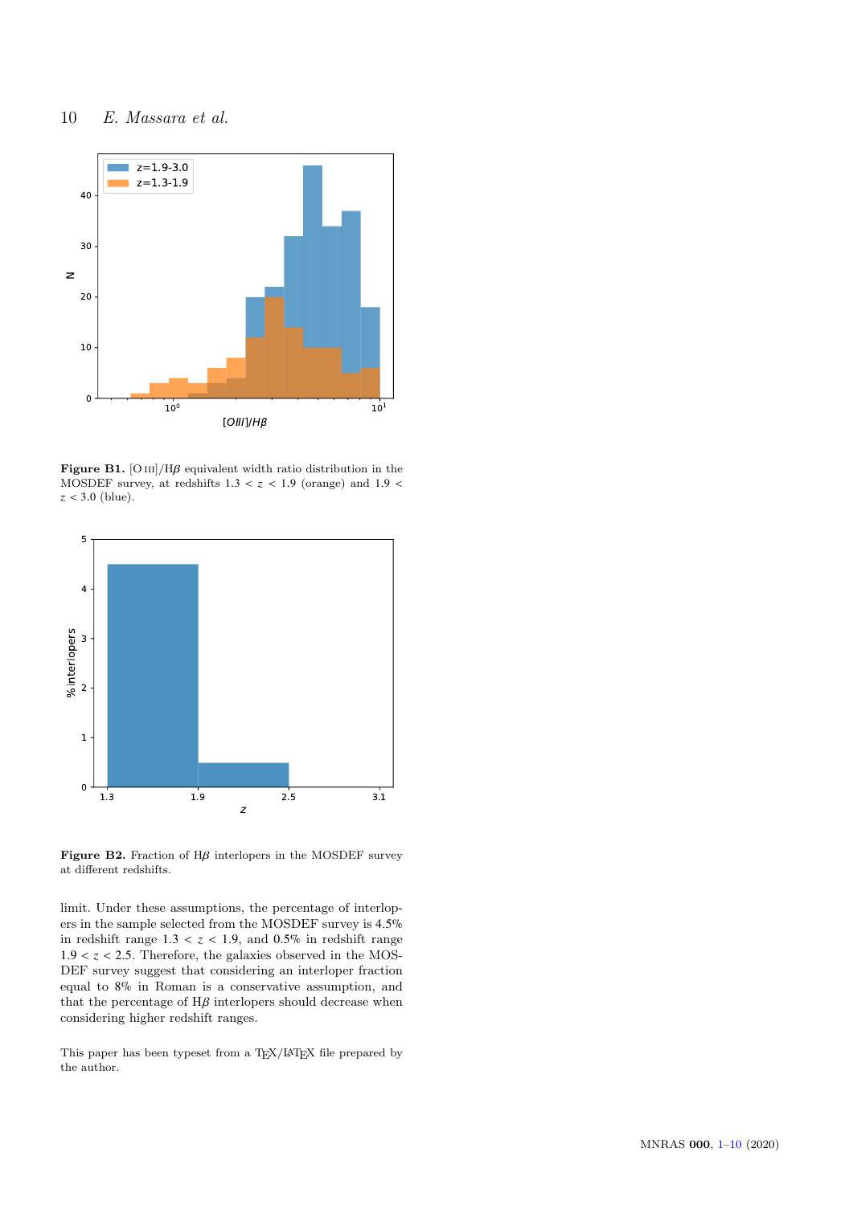z=1.9-3.0

z=1.3-1.9

N

40

30

20

10

0

$10^0$

$10^1$

$[OIII]/H\beta$

**Figure B1.** [O III]/H$\beta$ equivalent width ratio distribution in the MOSDEF survey, at redshifts $1.3 < z < 1.9$ (orange) and $1.9 < z < 3.0$ (blue).

% interlopers

5

4

3

2

1

0

1.3

1.9

2.5

3.1

$z$

**Figure B2.** Fraction of H$\beta$ interlopers in the MOSDEF survey at different redshifts.

limit. Under these assumptions, the percentage of interlopers in the sample selected from the MOSDEF survey is 4.5% in redshift range $1.3 < z < 1.9$, and 0.5% in redshift range $1.9 < z < 2.5$. Therefore, the galaxies observed in the MOSDEF survey suggest that considering an interloper fraction equal to 8% in Roman is a conservative assumption, and that the percentage of H$\beta$ interlopers should decrease when considering higher redshift ranges.

This paper has been typeset from a TEX/LATEX file prepared by the author.